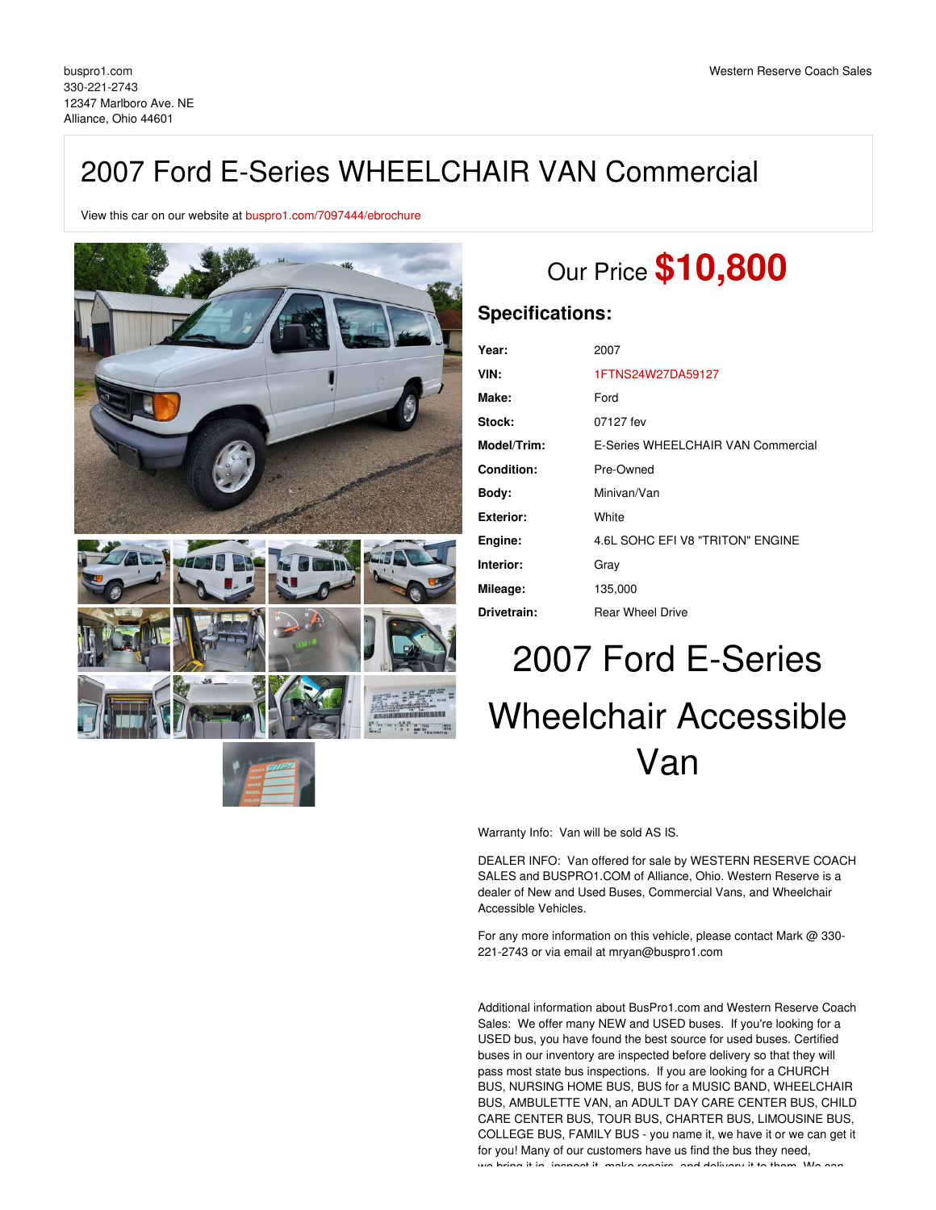buspro1.com
330-221-2743
12347 Marlboro Ave. NE
Alliance, Ohio 44601

Western Reserve Coach Sales

# 2007 Ford E-Series WHEELCHAIR VAN Commercial

View this car on our website at buspro1.com/7097444/ebrochure

## Our Price **$10,800**

### Specifications:

| | |
|---|---|
| **Year:** | 2007 |
| **VIN:** | 1FTNS24W27DA59127 |
| **Make:** | Ford |
| **Stock:** | 07127 fev |
| **Model/Trim:** | E-Series WHEELCHAIR VAN Commercial |
| **Condition:** | Pre-Owned |
| **Body:** | Minivan/Van |
| **Exterior:** | White |
| **Engine:** | 4.6L SOHC EFI V8 "TRITON" ENGINE |
| **Interior:** | Gray |
| **Mileage:** | 135,000 |
| **Drivetrain:** | Rear Wheel Drive |

# 2007 Ford E-Series Wheelchair Accessible Van

Warranty Info: Van will be sold AS IS.

DEALER INFO: Van offered for sale by WESTERN RESERVE COACH SALES and BUSPRO1.COM of Alliance, Ohio. Western Reserve is a dealer of New and Used Buses, Commercial Vans, and Wheelchair Accessible Vehicles.

For any more information on this vehicle, please contact Mark @ 330-221-2743 or via email at mryan@buspro1.com

Additional information about BusPro1.com and Western Reserve Coach Sales: We offer many NEW and USED buses. If you're looking for a USED bus, you have found the best source for used buses. Certified buses in our inventory are inspected before delivery so that they will pass most state bus inspections. If you are looking for a CHURCH BUS, NURSING HOME BUS, BUS for a MUSIC BAND, WHEELCHAIR BUS, AMBULETTE VAN, an ADULT DAY CARE CENTER BUS, CHILD CARE CENTER BUS, TOUR BUS, CHARTER BUS, LIMOUSINE BUS, COLLEGE BUS, FAMILY BUS - you name it, we have it or we can get it for you! Many of our customers have us find the bus they need, we bring it in, inspect it, make repairs, and delivery it to them. We can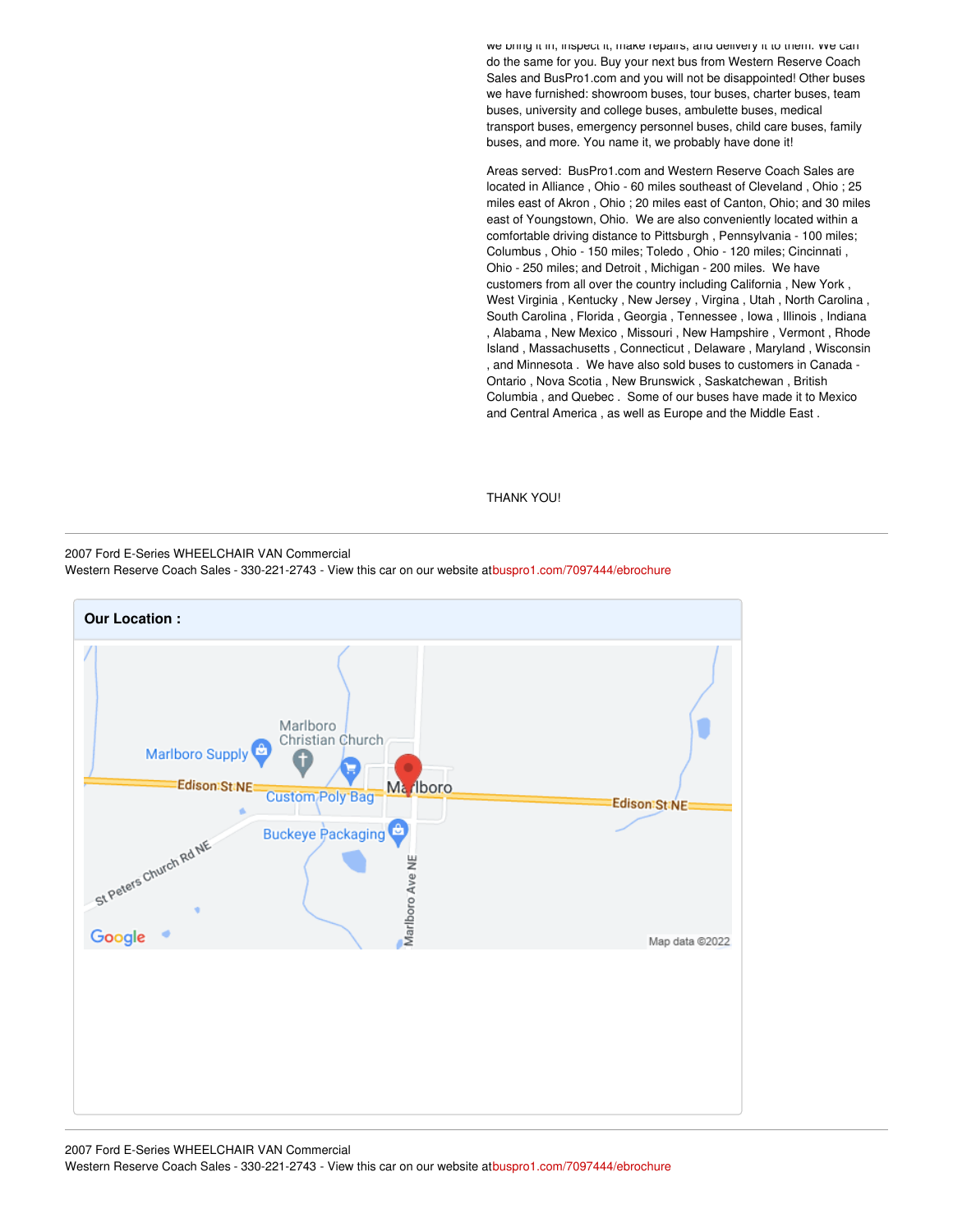we bring it in, inspect it, make repairs, and delivery it to them. We can do the same for you. Buy your next bus from Western Reserve Coach Sales and BusPro1.com and you will not be disappointed! Other buses we have furnished: showroom buses, tour buses, charter buses, team buses, university and college buses, ambulette buses, medical transport buses, emergency personnel buses, child care buses, family buses, and more. You name it, we probably have done it!

Areas served: BusPro1.com and Western Reserve Coach Sales are located in Alliance , Ohio - 60 miles southeast of Cleveland , Ohio ; 25 miles east of Akron , Ohio ; 20 miles east of Canton, Ohio; and 30 miles east of Youngstown, Ohio. We are also conveniently located within a comfortable driving distance to Pittsburgh , Pennsylvania - 100 miles; Columbus , Ohio - 150 miles; Toledo , Ohio - 120 miles; Cincinnati , Ohio - 250 miles; and Detroit , Michigan - 200 miles. We have customers from all over the country including California , New York , West Virginia , Kentucky , New Jersey , Virgina , Utah , North Carolina , South Carolina , Florida , Georgia , Tennessee , Iowa , Illinois , Indiana , Alabama , New Mexico , Missouri , New Hampshire , Vermont , Rhode Island , Massachusetts , Connecticut , Delaware , Maryland , Wisconsin , and Minnesota . We have also sold buses to customers in Canada - Ontario , Nova Scotia , New Brunswick , Saskatchewan , British Columbia , and Quebec . Some of our buses have made it to Mexico and Central America , as well as Europe and the Middle East .

THANK YOU!

---

2007 Ford E-Series WHEELCHAIR VAN Commercial
Western Reserve Coach Sales - 330-221-2743 - View this car on our website atbuspro1.com/7097444/ebrochure

**Our Location :**

---

2007 Ford E-Series WHEELCHAIR VAN Commercial
Western Reserve Coach Sales - 330-221-2743 - View this car on our website atbuspro1.com/7097444/ebrochure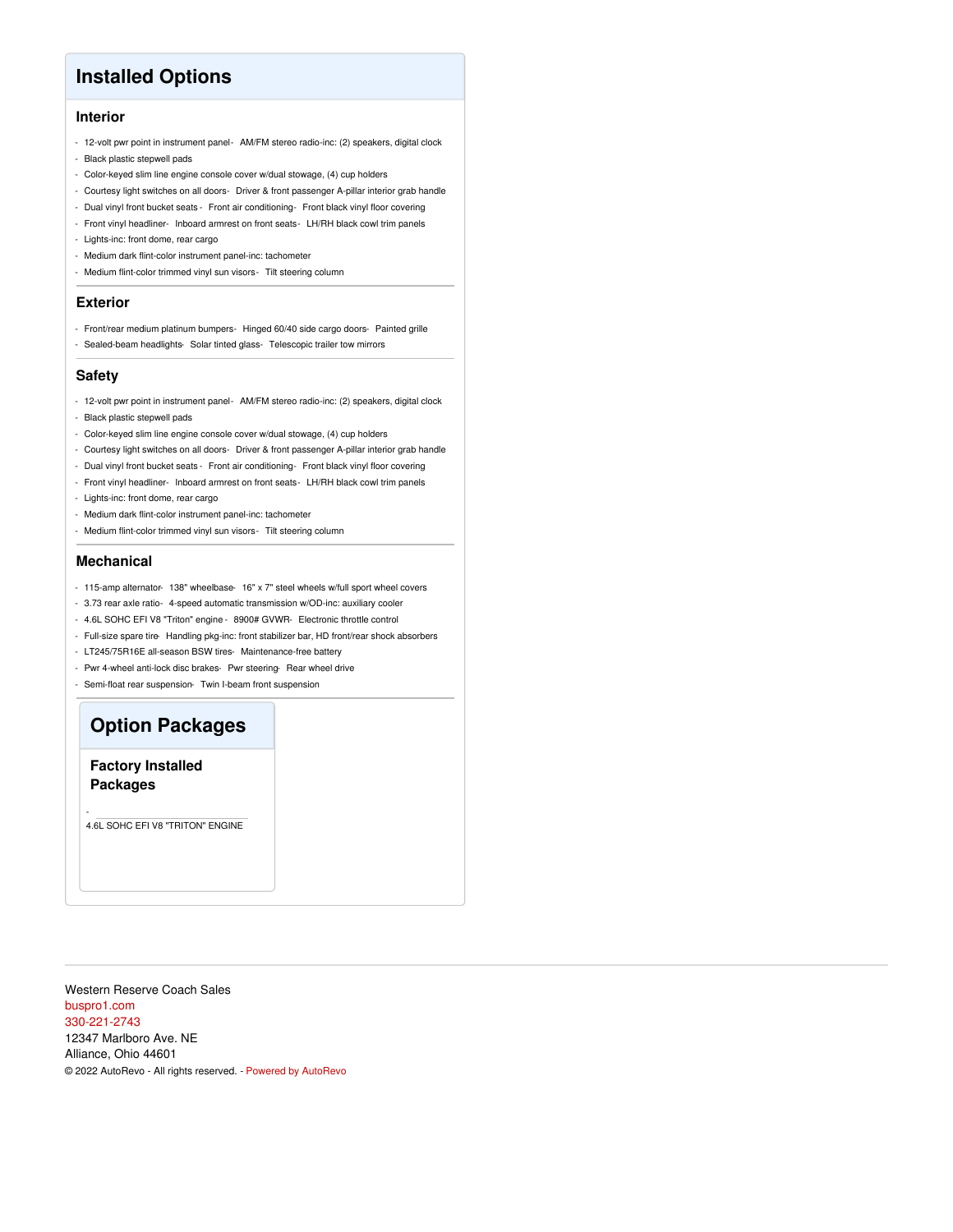# Installed Options

## Interior

- 12-volt pwr point in instrument panel- AM/FM stereo radio-inc: (2) speakers, digital clock
- Black plastic stepwell pads
- Color-keyed slim line engine console cover w/dual stowage, (4) cup holders
- Courtesy light switches on all doors- Driver & front passenger A-pillar interior grab handle
- Dual vinyl front bucket seats - Front air conditioning- Front black vinyl floor covering
- Front vinyl headliner- Inboard armrest on front seats- LH/RH black cowl trim panels
- Lights-inc: front dome, rear cargo
- Medium dark flint-color instrument panel-inc: tachometer
- Medium flint-color trimmed vinyl sun visors- Tilt steering column

## Exterior

- Front/rear medium platinum bumpers- Hinged 60/40 side cargo doors- Painted grille
- Sealed-beam headlights- Solar tinted glass- Telescopic trailer tow mirrors

## Safety

- 12-volt pwr point in instrument panel- AM/FM stereo radio-inc: (2) speakers, digital clock
- Black plastic stepwell pads
- Color-keyed slim line engine console cover w/dual stowage, (4) cup holders
- Courtesy light switches on all doors- Driver & front passenger A-pillar interior grab handle
- Dual vinyl front bucket seats - Front air conditioning- Front black vinyl floor covering
- Front vinyl headliner- Inboard armrest on front seats- LH/RH black cowl trim panels
- Lights-inc: front dome, rear cargo
- Medium dark flint-color instrument panel-inc: tachometer
- Medium flint-color trimmed vinyl sun visors- Tilt steering column

## Mechanical

- 115-amp alternator- 138" wheelbase- 16" x 7" steel wheels w/full sport wheel covers
- 3.73 rear axle ratio- 4-speed automatic transmission w/OD-inc: auxiliary cooler
- 4.6L SOHC EFI V8 "Triton" engine - 8900# GVWR- Electronic throttle control
- Full-size spare tire- Handling pkg-inc: front stabilizer bar, HD front/rear shock absorbers
- LT245/75R16E all-season BSW tires- Maintenance-free battery
- Pwr 4-wheel anti-lock disc brakes- Pwr steering- Rear wheel drive
- Semi-float rear suspension- Twin I-beam front suspension

# Option Packages

## Factory Installed Packages

- 4.6L SOHC EFI V8 "TRITON" ENGINE

Western Reserve Coach Sales
buspro1.com
330-221-2743
12347 Marlboro Ave. NE
Alliance, Ohio 44601
© 2022 AutoRevo - All rights reserved. - Powered by AutoRevo